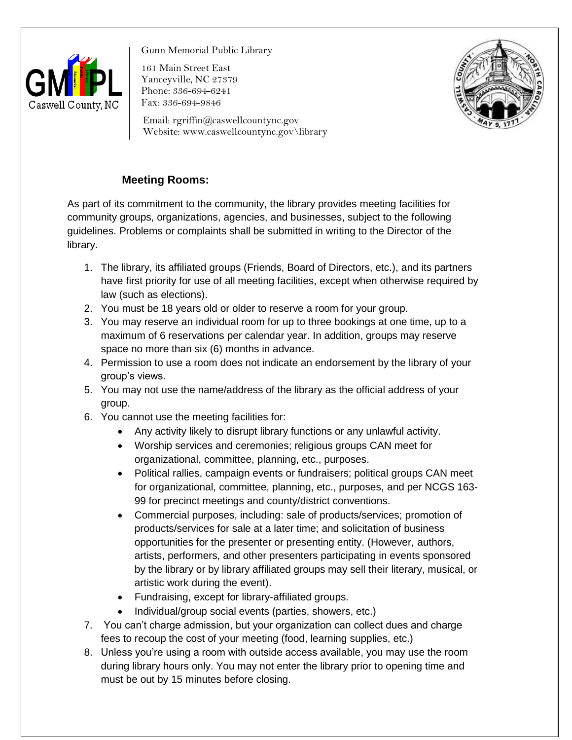Gunn Memorial Public Library

161 Main Street East
Yanceyville, NC 27379
Phone: 336-694-6241
Fax: 336-694-9846

Email: rgriffin@caswellcountync.gov
Website: www.caswellcountync.gov\library

## Meeting Rooms:

As part of its commitment to the community, the library provides meeting facilities for community groups, organizations, agencies, and businesses, subject to the following guidelines. Problems or complaints shall be submitted in writing to the Director of the library.

1. The library, its affiliated groups (Friends, Board of Directors, etc.), and its partners have first priority for use of all meeting facilities, except when otherwise required by law (such as elections).
2. You must be 18 years old or older to reserve a room for your group.
3. You may reserve an individual room for up to three bookings at one time, up to a maximum of 6 reservations per calendar year. In addition, groups may reserve space no more than six (6) months in advance.
4. Permission to use a room does not indicate an endorsement by the library of your group's views.
5. You may not use the name/address of the library as the official address of your group.
6. You cannot use the meeting facilities for:
   - Any activity likely to disrupt library functions or any unlawful activity.
   - Worship services and ceremonies; religious groups CAN meet for organizational, committee, planning, etc., purposes.
   - Political rallies, campaign events or fundraisers; political groups CAN meet for organizational, committee, planning, etc., purposes, and per NCGS 163-99 for precinct meetings and county/district conventions.
   - Commercial purposes, including: sale of products/services; promotion of products/services for sale at a later time; and solicitation of business opportunities for the presenter or presenting entity. (However, authors, artists, performers, and other presenters participating in events sponsored by the library or by library affiliated groups may sell their literary, musical, or artistic work during the event).
   - Fundraising, except for library-affiliated groups.
   - Individual/group social events (parties, showers, etc.)
7. You can't charge admission, but your organization can collect dues and charge fees to recoup the cost of your meeting (food, learning supplies, etc.)
8. Unless you're using a room with outside access available, you may use the room during library hours only. You may not enter the library prior to opening time and must be out by 15 minutes before closing.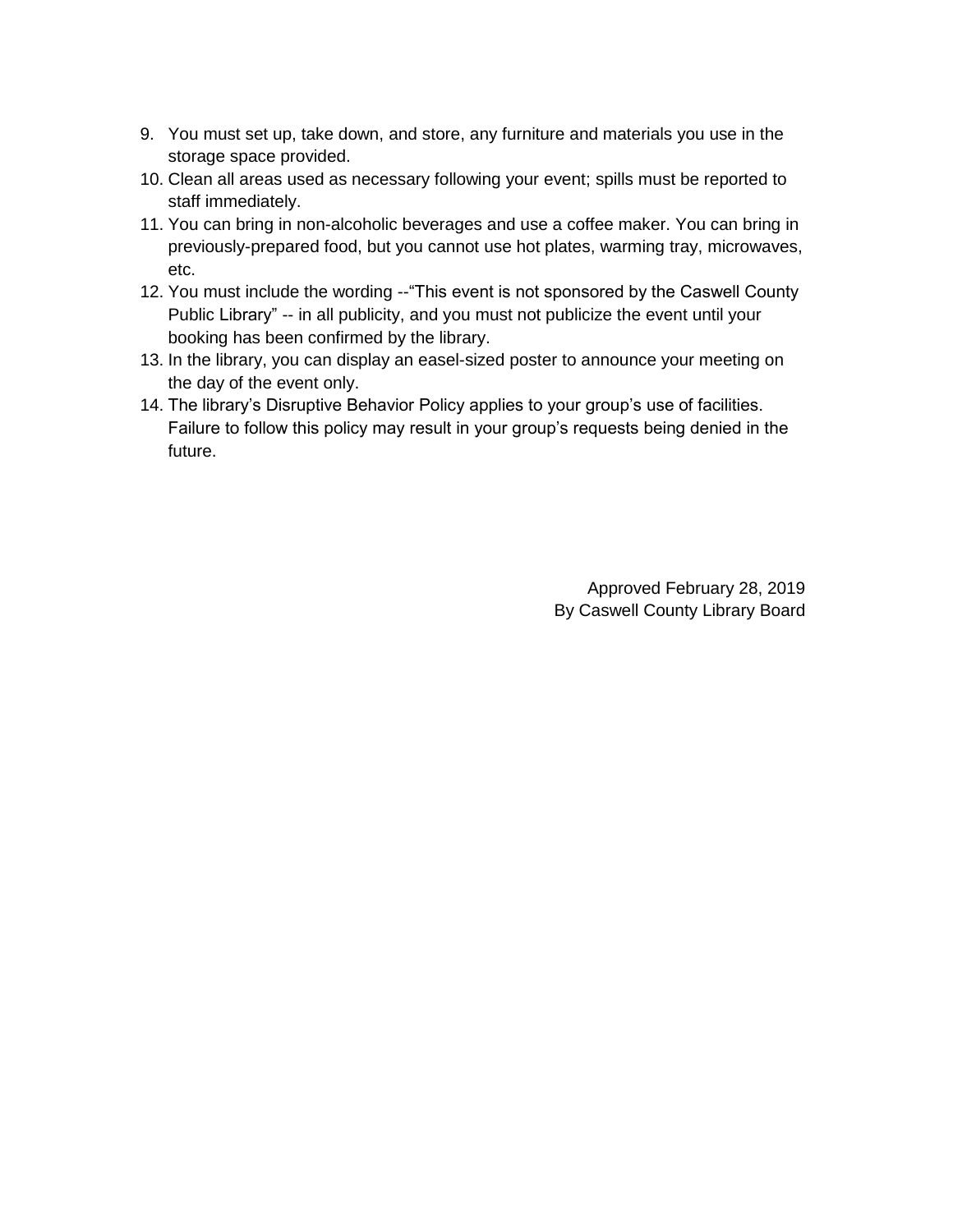9. You must set up, take down, and store, any furniture and materials you use in the storage space provided.
10. Clean all areas used as necessary following your event; spills must be reported to staff immediately.
11. You can bring in non-alcoholic beverages and use a coffee maker. You can bring in previously-prepared food, but you cannot use hot plates, warming tray, microwaves, etc.
12. You must include the wording --"This event is not sponsored by the Caswell County Public Library" -- in all publicity, and you must not publicize the event until your booking has been confirmed by the library.
13. In the library, you can display an easel-sized poster to announce your meeting on the day of the event only.
14. The library's Disruptive Behavior Policy applies to your group's use of facilities. Failure to follow this policy may result in your group's requests being denied in the future.

Approved February 28, 2019
By Caswell County Library Board